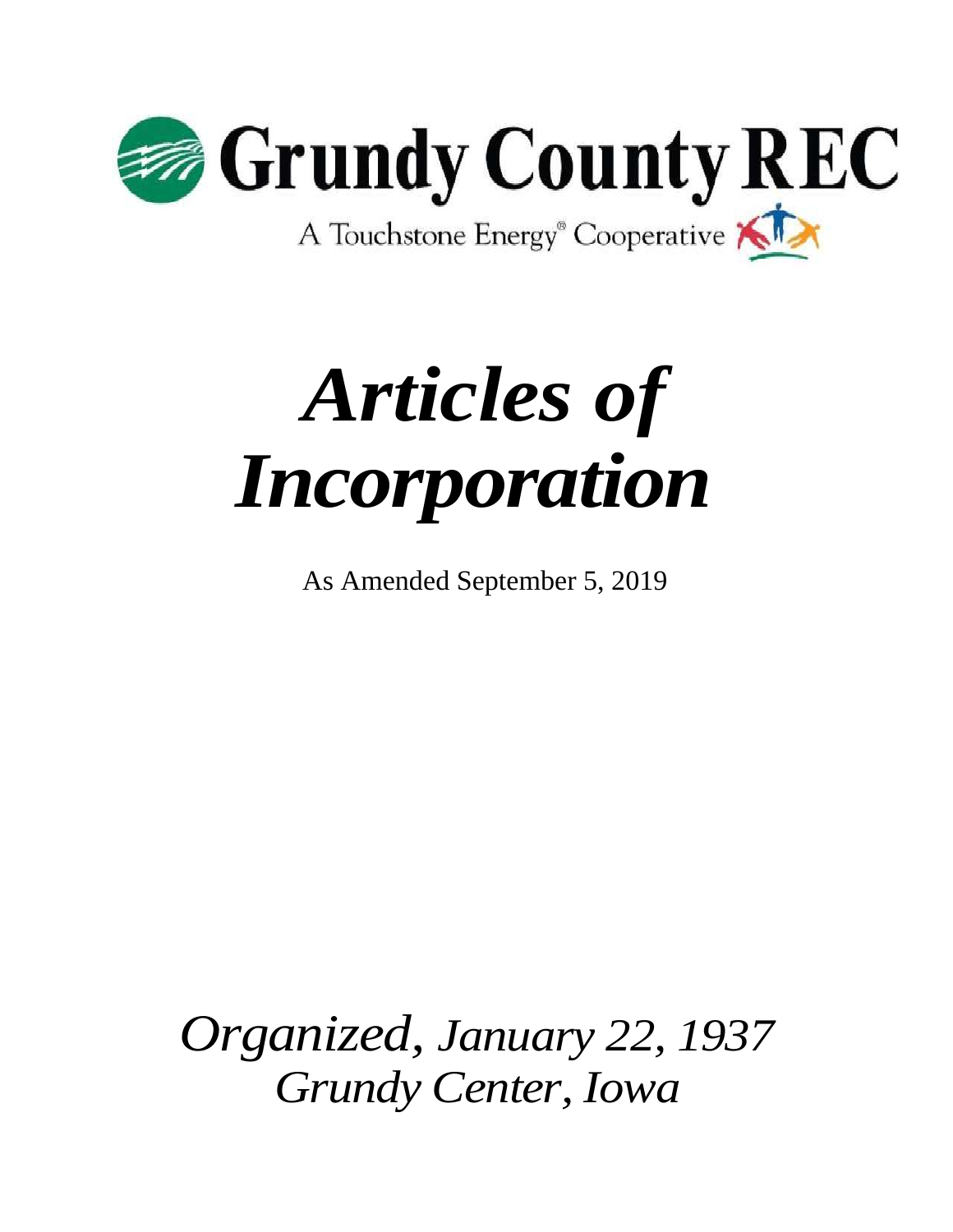Grundy County REC

A Touchstone Energy® Cooperative

# *Articles of Incorporation*

As Amended September 5, 2019

*Organized, January 22, 1937*
*Grundy Center, Iowa*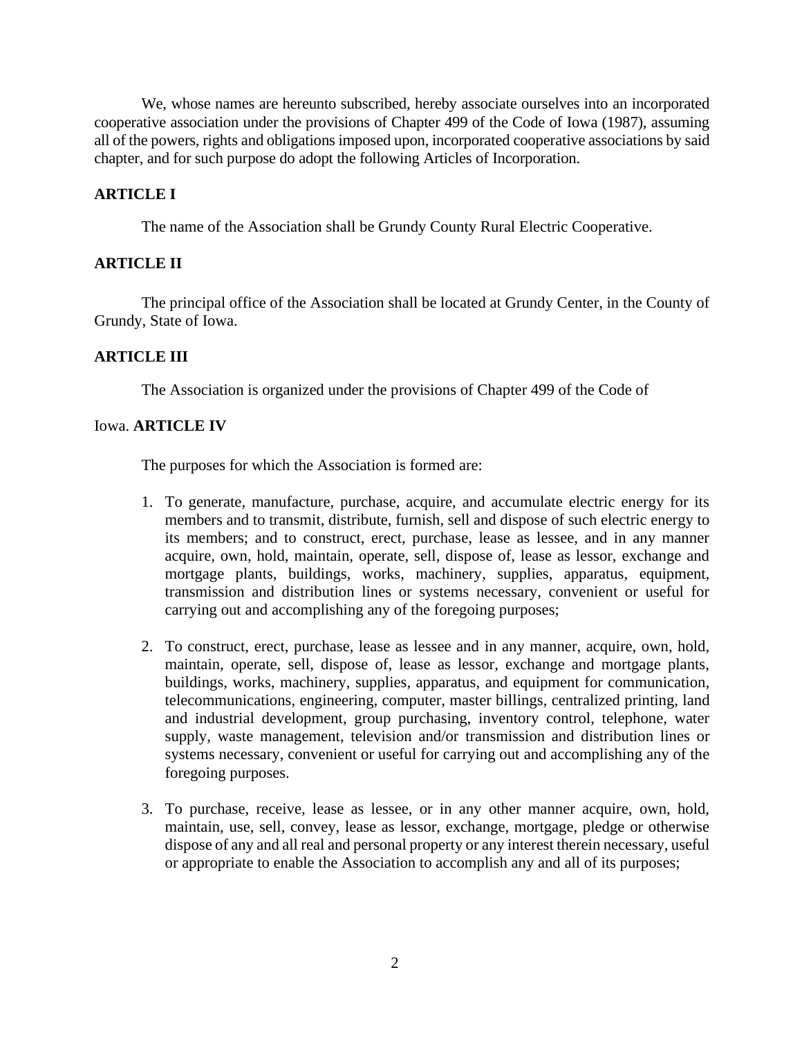We, whose names are hereunto subscribed, hereby associate ourselves into an incorporated cooperative association under the provisions of Chapter 499 of the Code of Iowa (1987), assuming all of the powers, rights and obligations imposed upon, incorporated cooperative associations by said chapter, and for such purpose do adopt the following Articles of Incorporation.

**ARTICLE I**

The name of the Association shall be Grundy County Rural Electric Cooperative.

**ARTICLE II**

The principal office of the Association shall be located at Grundy Center, in the County of Grundy, State of Iowa.

**ARTICLE III**

The Association is organized under the provisions of Chapter 499 of the Code of Iowa.

**ARTICLE IV**

The purposes for which the Association is formed are:

1. To generate, manufacture, purchase, acquire, and accumulate electric energy for its members and to transmit, distribute, furnish, sell and dispose of such electric energy to its members; and to construct, erect, purchase, lease as lessee, and in any manner acquire, own, hold, maintain, operate, sell, dispose of, lease as lessor, exchange and mortgage plants, buildings, works, machinery, supplies, apparatus, equipment, transmission and distribution lines or systems necessary, convenient or useful for carrying out and accomplishing any of the foregoing purposes;

2. To construct, erect, purchase, lease as lessee and in any manner, acquire, own, hold, maintain, operate, sell, dispose of, lease as lessor, exchange and mortgage plants, buildings, works, machinery, supplies, apparatus, and equipment for communication, telecommunications, engineering, computer, master billings, centralized printing, land and industrial development, group purchasing, inventory control, telephone, water supply, waste management, television and/or transmission and distribution lines or systems necessary, convenient or useful for carrying out and accomplishing any of the foregoing purposes.

3. To purchase, receive, lease as lessee, or in any other manner acquire, own, hold, maintain, use, sell, convey, lease as lessor, exchange, mortgage, pledge or otherwise dispose of any and all real and personal property or any interest therein necessary, useful or appropriate to enable the Association to accomplish any and all of its purposes;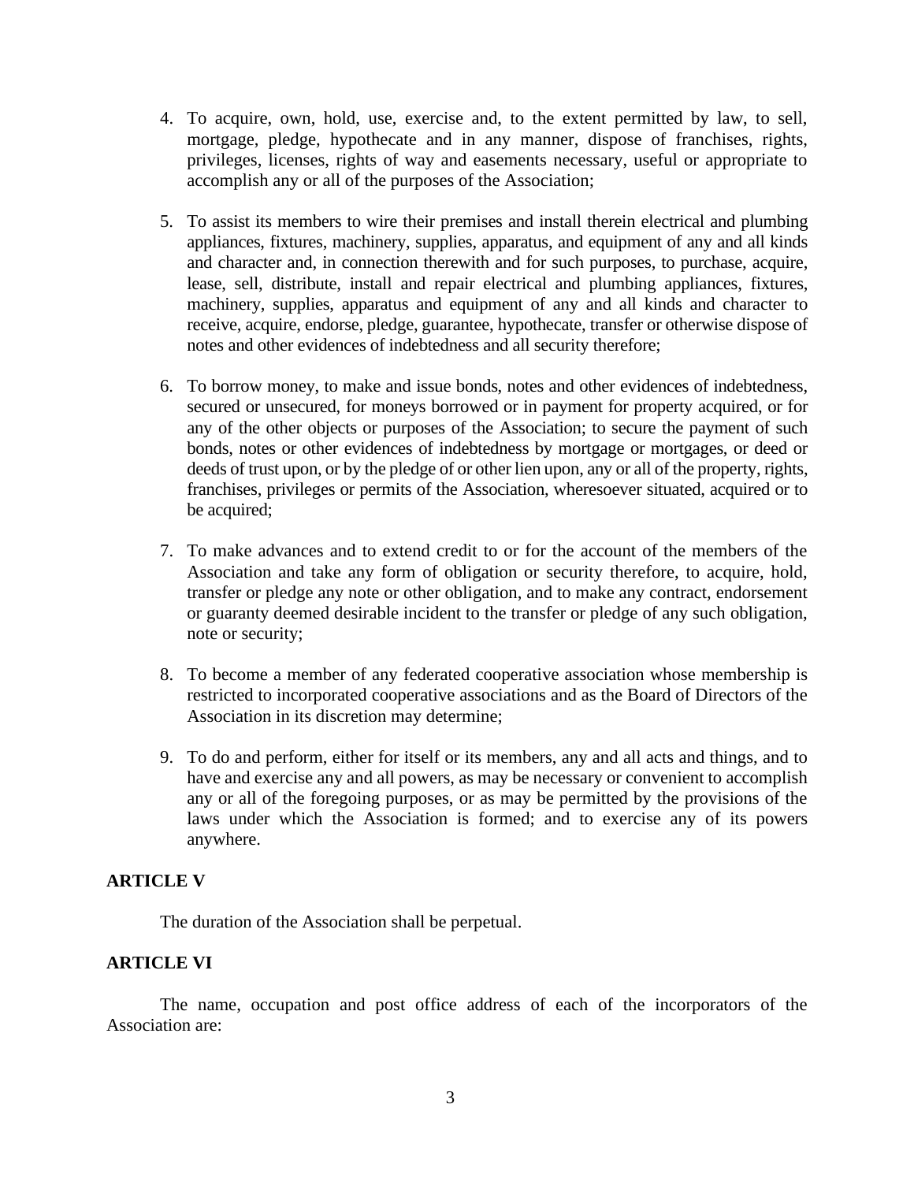4. To acquire, own, hold, use, exercise and, to the extent permitted by law, to sell, mortgage, pledge, hypothecate and in any manner, dispose of franchises, rights, privileges, licenses, rights of way and easements necessary, useful or appropriate to accomplish any or all of the purposes of the Association;

5. To assist its members to wire their premises and install therein electrical and plumbing appliances, fixtures, machinery, supplies, apparatus, and equipment of any and all kinds and character and, in connection therewith and for such purposes, to purchase, acquire, lease, sell, distribute, install and repair electrical and plumbing appliances, fixtures, machinery, supplies, apparatus and equipment of any and all kinds and character to receive, acquire, endorse, pledge, guarantee, hypothecate, transfer or otherwise dispose of notes and other evidences of indebtedness and all security therefore;

6. To borrow money, to make and issue bonds, notes and other evidences of indebtedness, secured or unsecured, for moneys borrowed or in payment for property acquired, or for any of the other objects or purposes of the Association; to secure the payment of such bonds, notes or other evidences of indebtedness by mortgage or mortgages, or deed or deeds of trust upon, or by the pledge of or other lien upon, any or all of the property, rights, franchises, privileges or permits of the Association, wheresoever situated, acquired or to be acquired;

7. To make advances and to extend credit to or for the account of the members of the Association and take any form of obligation or security therefore, to acquire, hold, transfer or pledge any note or other obligation, and to make any contract, endorsement or guaranty deemed desirable incident to the transfer or pledge of any such obligation, note or security;

8. To become a member of any federated cooperative association whose membership is restricted to incorporated cooperative associations and as the Board of Directors of the Association in its discretion may determine;

9. To do and perform, either for itself or its members, any and all acts and things, and to have and exercise any and all powers, as may be necessary or convenient to accomplish any or all of the foregoing purposes, or as may be permitted by the provisions of the laws under which the Association is formed; and to exercise any of its powers anywhere.

**ARTICLE V**

The duration of the Association shall be perpetual.

**ARTICLE VI**

The name, occupation and post office address of each of the incorporators of the Association are: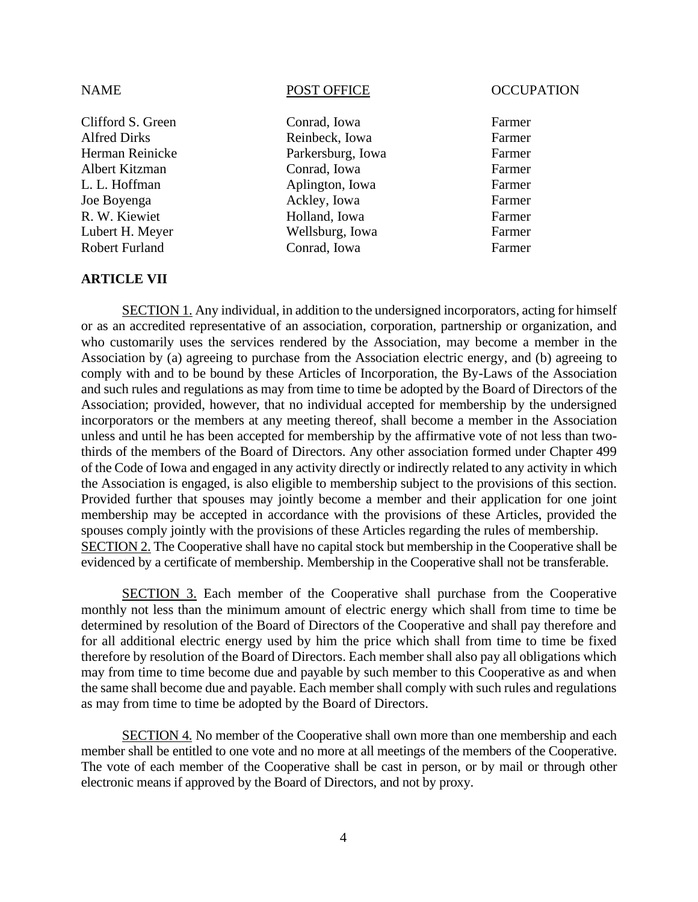| NAME | POST OFFICE | OCCUPATION |
|---|---|---|
| Clifford S. Green | Conrad, Iowa | Farmer |
| Alfred Dirks | Reinbeck, Iowa | Farmer |
| Herman Reinicke | Parkersburg, Iowa | Farmer |
| Albert Kitzman | Conrad, Iowa | Farmer |
| L. L. Hoffman | Aplington, Iowa | Farmer |
| Joe Boyenga | Ackley, Iowa | Farmer |
| R. W. Kiewiet | Holland, Iowa | Farmer |
| Lubert H. Meyer | Wellsburg, Iowa | Farmer |
| Robert Furland | Conrad, Iowa | Farmer |

## ARTICLE VII

SECTION 1. Any individual, in addition to the undersigned incorporators, acting for himself or as an accredited representative of an association, corporation, partnership or organization, and who customarily uses the services rendered by the Association, may become a member in the Association by (a) agreeing to purchase from the Association electric energy, and (b) agreeing to comply with and to be bound by these Articles of Incorporation, the By-Laws of the Association and such rules and regulations as may from time to time be adopted by the Board of Directors of the Association; provided, however, that no individual accepted for membership by the undersigned incorporators or the members at any meeting thereof, shall become a member in the Association unless and until he has been accepted for membership by the affirmative vote of not less than two-thirds of the members of the Board of Directors. Any other association formed under Chapter 499 of the Code of Iowa and engaged in any activity directly or indirectly related to any activity in which the Association is engaged, is also eligible to membership subject to the provisions of this section. Provided further that spouses may jointly become a member and their application for one joint membership may be accepted in accordance with the provisions of these Articles, provided the spouses comply jointly with the provisions of these Articles regarding the rules of membership.

SECTION 2. The Cooperative shall have no capital stock but membership in the Cooperative shall be evidenced by a certificate of membership. Membership in the Cooperative shall not be transferable.

SECTION 3. Each member of the Cooperative shall purchase from the Cooperative monthly not less than the minimum amount of electric energy which shall from time to time be determined by resolution of the Board of Directors of the Cooperative and shall pay therefore and for all additional electric energy used by him the price which shall from time to time be fixed therefore by resolution of the Board of Directors. Each member shall also pay all obligations which may from time to time become due and payable by such member to this Cooperative as and when the same shall become due and payable. Each member shall comply with such rules and regulations as may from time to time be adopted by the Board of Directors.

SECTION 4. No member of the Cooperative shall own more than one membership and each member shall be entitled to one vote and no more at all meetings of the members of the Cooperative. The vote of each member of the Cooperative shall be cast in person, or by mail or through other electronic means if approved by the Board of Directors, and not by proxy.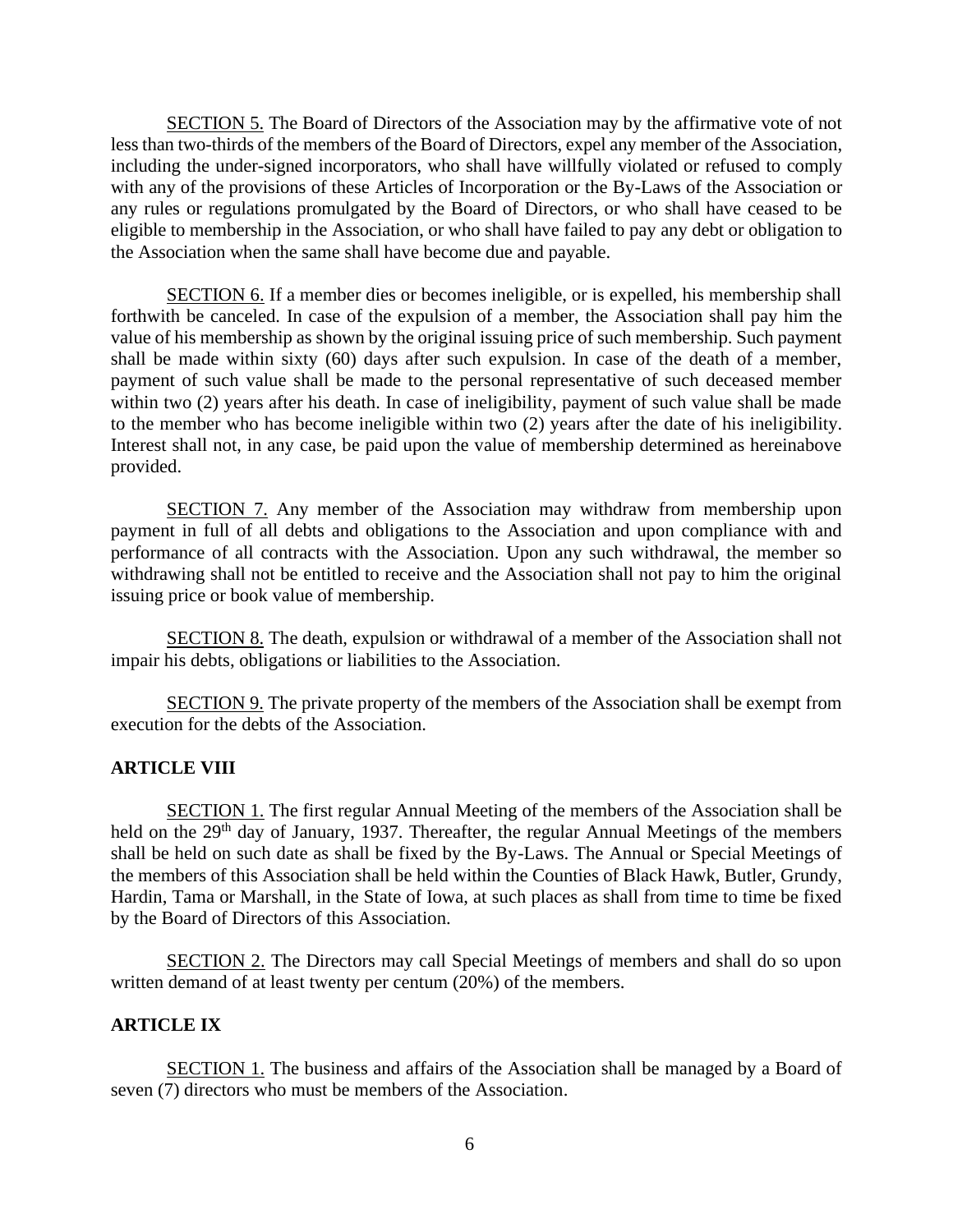SECTION 5. The Board of Directors of the Association may by the affirmative vote of not less than two-thirds of the members of the Board of Directors, expel any member of the Association, including the under-signed incorporators, who shall have willfully violated or refused to comply with any of the provisions of these Articles of Incorporation or the By-Laws of the Association or any rules or regulations promulgated by the Board of Directors, or who shall have ceased to be eligible to membership in the Association, or who shall have failed to pay any debt or obligation to the Association when the same shall have become due and payable.

SECTION 6. If a member dies or becomes ineligible, or is expelled, his membership shall forthwith be canceled. In case of the expulsion of a member, the Association shall pay him the value of his membership as shown by the original issuing price of such membership. Such payment shall be made within sixty (60) days after such expulsion. In case of the death of a member, payment of such value shall be made to the personal representative of such deceased member within two (2) years after his death. In case of ineligibility, payment of such value shall be made to the member who has become ineligible within two (2) years after the date of his ineligibility. Interest shall not, in any case, be paid upon the value of membership determined as hereinabove provided.

SECTION 7. Any member of the Association may withdraw from membership upon payment in full of all debts and obligations to the Association and upon compliance with and performance of all contracts with the Association. Upon any such withdrawal, the member so withdrawing shall not be entitled to receive and the Association shall not pay to him the original issuing price or book value of membership.

SECTION 8. The death, expulsion or withdrawal of a member of the Association shall not impair his debts, obligations or liabilities to the Association.

SECTION 9. The private property of the members of the Association shall be exempt from execution for the debts of the Association.

**ARTICLE VIII**

SECTION 1. The first regular Annual Meeting of the members of the Association shall be held on the 29th day of January, 1937. Thereafter, the regular Annual Meetings of the members shall be held on such date as shall be fixed by the By-Laws. The Annual or Special Meetings of the members of this Association shall be held within the Counties of Black Hawk, Butler, Grundy, Hardin, Tama or Marshall, in the State of Iowa, at such places as shall from time to time be fixed by the Board of Directors of this Association.

SECTION 2. The Directors may call Special Meetings of members and shall do so upon written demand of at least twenty per centum (20%) of the members.

**ARTICLE IX**

SECTION 1. The business and affairs of the Association shall be managed by a Board of seven (7) directors who must be members of the Association.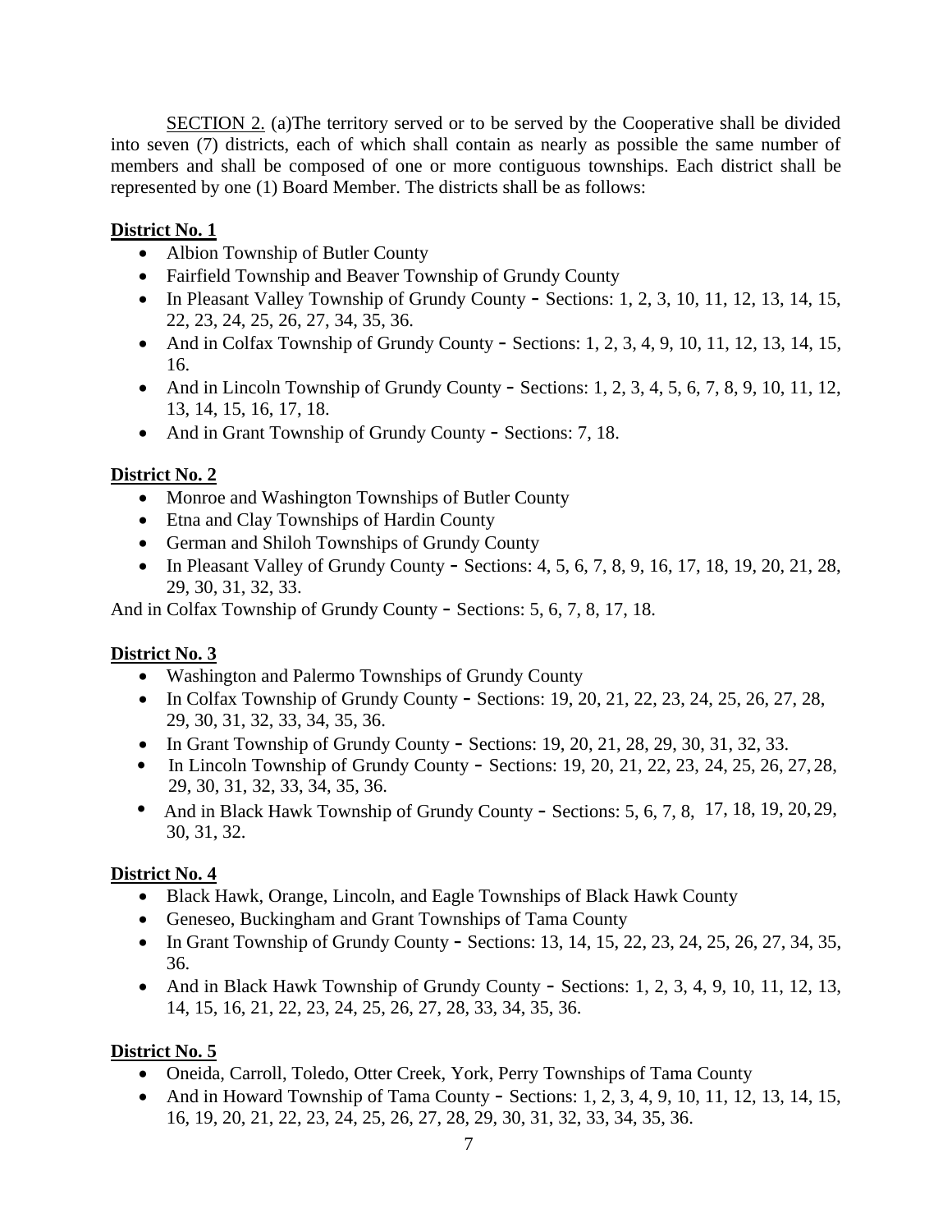SECTION 2. (a)The territory served or to be served by the Cooperative shall be divided into seven (7) districts, each of which shall contain as nearly as possible the same number of members and shall be composed of one or more contiguous townships. Each district shall be represented by one (1) Board Member. The districts shall be as follows:

**District No. 1**

- Albion Township of Butler County
- Fairfield Township and Beaver Township of Grundy County
- In Pleasant Valley Township of Grundy County – Sections: 1, 2, 3, 10, 11, 12, 13, 14, 15, 22, 23, 24, 25, 26, 27, 34, 35, 36.
- And in Colfax Township of Grundy County – Sections: 1, 2, 3, 4, 9, 10, 11, 12, 13, 14, 15, 16.
- And in Lincoln Township of Grundy County – Sections: 1, 2, 3, 4, 5, 6, 7, 8, 9, 10, 11, 12, 13, 14, 15, 16, 17, 18.
- And in Grant Township of Grundy County – Sections: 7, 18.

**District No. 2**

- Monroe and Washington Townships of Butler County
- Etna and Clay Townships of Hardin County
- German and Shiloh Townships of Grundy County
- In Pleasant Valley of Grundy County – Sections: 4, 5, 6, 7, 8, 9, 16, 17, 18, 19, 20, 21, 28, 29, 30, 31, 32, 33.

And in Colfax Township of Grundy County – Sections: 5, 6, 7, 8, 17, 18.

**District No. 3**

- Washington and Palermo Townships of Grundy County
- In Colfax Township of Grundy County – Sections: 19, 20, 21, 22, 23, 24, 25, 26, 27, 28, 29, 30, 31, 32, 33, 34, 35, 36.
- In Grant Township of Grundy County – Sections: 19, 20, 21, 28, 29, 30, 31, 32, 33.
- In Lincoln Township of Grundy County – Sections: 19, 20, 21, 22, 23, 24, 25, 26, 27, 28, 29, 30, 31, 32, 33, 34, 35, 36.
- And in Black Hawk Township of Grundy County – Sections: 5, 6, 7, 8, 17, 18, 19, 20, 29, 30, 31, 32.

**District No. 4**

- Black Hawk, Orange, Lincoln, and Eagle Townships of Black Hawk County
- Geneseo, Buckingham and Grant Townships of Tama County
- In Grant Township of Grundy County – Sections: 13, 14, 15, 22, 23, 24, 25, 26, 27, 34, 35, 36.
- And in Black Hawk Township of Grundy County – Sections: 1, 2, 3, 4, 9, 10, 11, 12, 13, 14, 15, 16, 21, 22, 23, 24, 25, 26, 27, 28, 33, 34, 35, 36.

**District No. 5**

- Oneida, Carroll, Toledo, Otter Creek, York, Perry Townships of Tama County
- And in Howard Township of Tama County – Sections: 1, 2, 3, 4, 9, 10, 11, 12, 13, 14, 15, 16, 19, 20, 21, 22, 23, 24, 25, 26, 27, 28, 29, 30, 31, 32, 33, 34, 35, 36.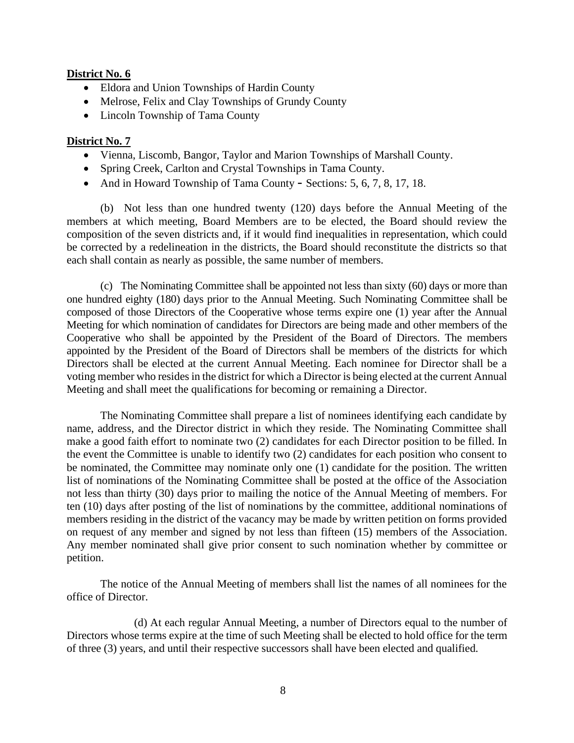**District No. 6**

- Eldora and Union Townships of Hardin County
- Melrose, Felix and Clay Townships of Grundy County
- Lincoln Township of Tama County

**District No. 7**

- Vienna, Liscomb, Bangor, Taylor and Marion Townships of Marshall County.
- Spring Creek, Carlton and Crystal Townships in Tama County.
- And in Howard Township of Tama County - Sections: 5, 6, 7, 8, 17, 18.

(b) Not less than one hundred twenty (120) days before the Annual Meeting of the members at which meeting, Board Members are to be elected, the Board should review the composition of the seven districts and, if it would find inequalities in representation, which could be corrected by a redelineation in the districts, the Board should reconstitute the districts so that each shall contain as nearly as possible, the same number of members.

(c) The Nominating Committee shall be appointed not less than sixty (60) days or more than one hundred eighty (180) days prior to the Annual Meeting. Such Nominating Committee shall be composed of those Directors of the Cooperative whose terms expire one (1) year after the Annual Meeting for which nomination of candidates for Directors are being made and other members of the Cooperative who shall be appointed by the President of the Board of Directors. The members appointed by the President of the Board of Directors shall be members of the districts for which Directors shall be elected at the current Annual Meeting. Each nominee for Director shall be a voting member who resides in the district for which a Director is being elected at the current Annual Meeting and shall meet the qualifications for becoming or remaining a Director.

The Nominating Committee shall prepare a list of nominees identifying each candidate by name, address, and the Director district in which they reside. The Nominating Committee shall make a good faith effort to nominate two (2) candidates for each Director position to be filled. In the event the Committee is unable to identify two (2) candidates for each position who consent to be nominated, the Committee may nominate only one (1) candidate for the position. The written list of nominations of the Nominating Committee shall be posted at the office of the Association not less than thirty (30) days prior to mailing the notice of the Annual Meeting of members. For ten (10) days after posting of the list of nominations by the committee, additional nominations of members residing in the district of the vacancy may be made by written petition on forms provided on request of any member and signed by not less than fifteen (15) members of the Association. Any member nominated shall give prior consent to such nomination whether by committee or petition.

The notice of the Annual Meeting of members shall list the names of all nominees for the office of Director.

(d) At each regular Annual Meeting, a number of Directors equal to the number of Directors whose terms expire at the time of such Meeting shall be elected to hold office for the term of three (3) years, and until their respective successors shall have been elected and qualified.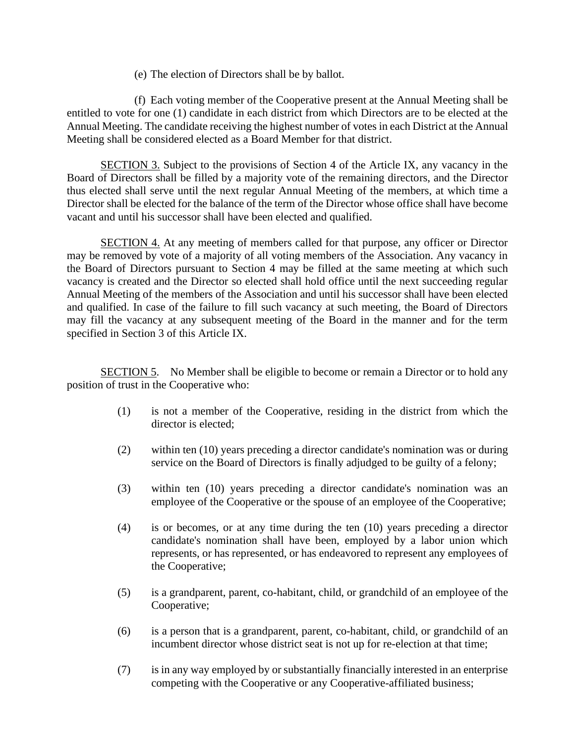(e) The election of Directors shall be by ballot.

(f) Each voting member of the Cooperative present at the Annual Meeting shall be entitled to vote for one (1) candidate in each district from which Directors are to be elected at the Annual Meeting. The candidate receiving the highest number of votes in each District at the Annual Meeting shall be considered elected as a Board Member for that district.

<u>SECTION 3.</u> Subject to the provisions of Section 4 of the Article IX, any vacancy in the Board of Directors shall be filled by a majority vote of the remaining directors, and the Director thus elected shall serve until the next regular Annual Meeting of the members, at which time a Director shall be elected for the balance of the term of the Director whose office shall have become vacant and until his successor shall have been elected and qualified.

<u>SECTION 4.</u> At any meeting of members called for that purpose, any officer or Director may be removed by vote of a majority of all voting members of the Association. Any vacancy in the Board of Directors pursuant to Section 4 may be filled at the same meeting at which such vacancy is created and the Director so elected shall hold office until the next succeeding regular Annual Meeting of the members of the Association and until his successor shall have been elected and qualified. In case of the failure to fill such vacancy at such meeting, the Board of Directors may fill the vacancy at any subsequent meeting of the Board in the manner and for the term specified in Section 3 of this Article IX.

<u>SECTION 5</u>. No Member shall be eligible to become or remain a Director or to hold any position of trust in the Cooperative who:

(1) is not a member of the Cooperative, residing in the district from which the director is elected;

(2) within ten (10) years preceding a director candidate's nomination was or during service on the Board of Directors is finally adjudged to be guilty of a felony;

(3) within ten (10) years preceding a director candidate's nomination was an employee of the Cooperative or the spouse of an employee of the Cooperative;

(4) is or becomes, or at any time during the ten (10) years preceding a director candidate's nomination shall have been, employed by a labor union which represents, or has represented, or has endeavored to represent any employees of the Cooperative;

(5) is a grandparent, parent, co-habitant, child, or grandchild of an employee of the Cooperative;

(6) is a person that is a grandparent, parent, co-habitant, child, or grandchild of an incumbent director whose district seat is not up for re-election at that time;

(7) is in any way employed by or substantially financially interested in an enterprise competing with the Cooperative or any Cooperative-affiliated business;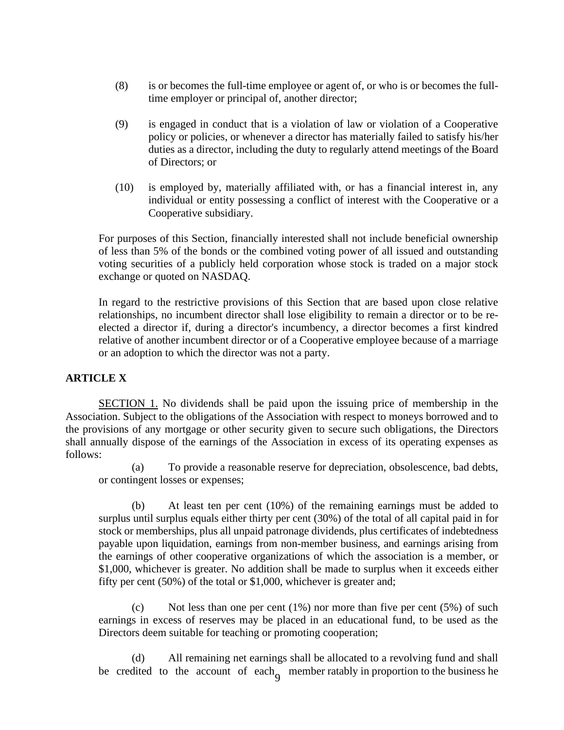(8) is or becomes the full-time employee or agent of, or who is or becomes the full-time employer or principal of, another director;

(9) is engaged in conduct that is a violation of law or violation of a Cooperative policy or policies, or whenever a director has materially failed to satisfy his/her duties as a director, including the duty to regularly attend meetings of the Board of Directors; or

(10) is employed by, materially affiliated with, or has a financial interest in, any individual or entity possessing a conflict of interest with the Cooperative or a Cooperative subsidiary.

For purposes of this Section, financially interested shall not include beneficial ownership of less than 5% of the bonds or the combined voting power of all issued and outstanding voting securities of a publicly held corporation whose stock is traded on a major stock exchange or quoted on NASDAQ.

In regard to the restrictive provisions of this Section that are based upon close relative relationships, no incumbent director shall lose eligibility to remain a director or to be re-elected a director if, during a director's incumbency, a director becomes a first kindred relative of another incumbent director or of a Cooperative employee because of a marriage or an adoption to which the director was not a party.

## ARTICLE X

SECTION 1. No dividends shall be paid upon the issuing price of membership in the Association. Subject to the obligations of the Association with respect to moneys borrowed and to the provisions of any mortgage or other security given to secure such obligations, the Directors shall annually dispose of the earnings of the Association in excess of its operating expenses as follows:

(a) To provide a reasonable reserve for depreciation, obsolescence, bad debts, or contingent losses or expenses;

(b) At least ten per cent (10%) of the remaining earnings must be added to surplus until surplus equals either thirty per cent (30%) of the total of all capital paid in for stock or memberships, plus all unpaid patronage dividends, plus certificates of indebtedness payable upon liquidation, earnings from non-member business, and earnings arising from the earnings of other cooperative organizations of which the association is a member, or \$1,000, whichever is greater. No addition shall be made to surplus when it exceeds either fifty per cent (50%) of the total or \$1,000, whichever is greater and;

(c) Not less than one per cent (1%) nor more than five per cent (5%) of such earnings in excess of reserves may be placed in an educational fund, to be used as the Directors deem suitable for teaching or promoting cooperation;

(d) All remaining net earnings shall be allocated to a revolving fund and shall be credited to the account of each member ratably in proportion to the business he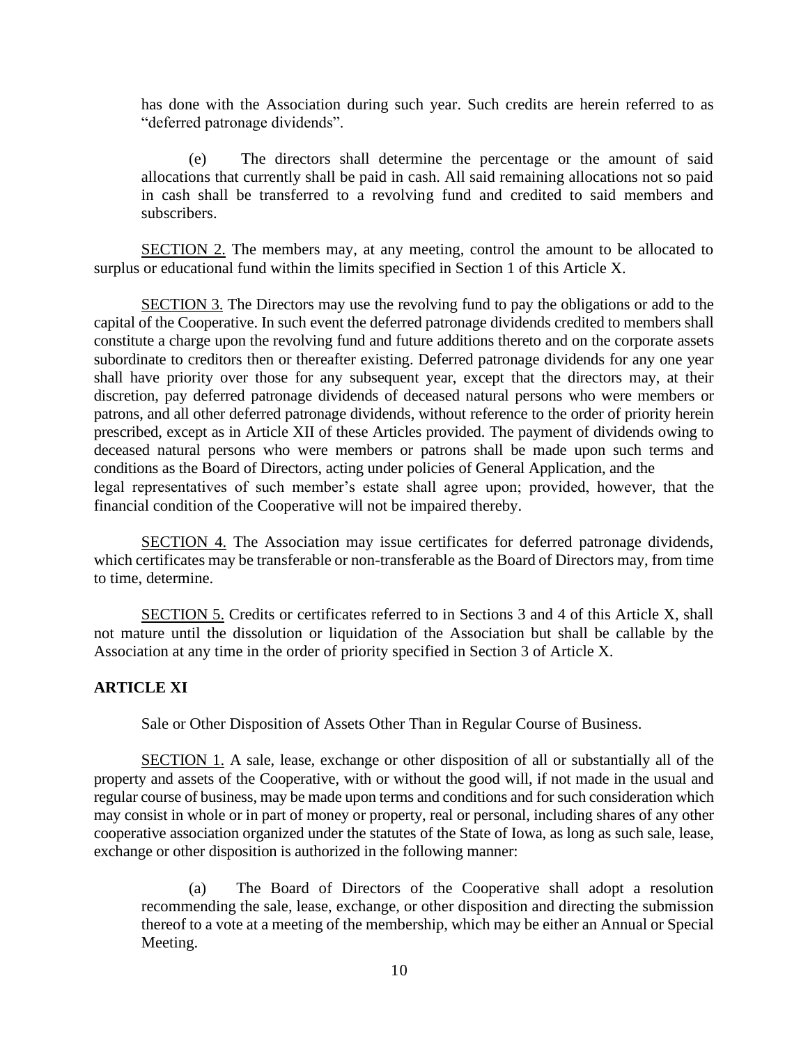has done with the Association during such year. Such credits are herein referred to as "deferred patronage dividends".

(e) The directors shall determine the percentage or the amount of said allocations that currently shall be paid in cash. All said remaining allocations not so paid in cash shall be transferred to a revolving fund and credited to said members and subscribers.

<u>SECTION 2.</u> The members may, at any meeting, control the amount to be allocated to surplus or educational fund within the limits specified in Section 1 of this Article X.

<u>SECTION 3.</u> The Directors may use the revolving fund to pay the obligations or add to the capital of the Cooperative. In such event the deferred patronage dividends credited to members shall constitute a charge upon the revolving fund and future additions thereto and on the corporate assets subordinate to creditors then or thereafter existing. Deferred patronage dividends for any one year shall have priority over those for any subsequent year, except that the directors may, at their discretion, pay deferred patronage dividends of deceased natural persons who were members or patrons, and all other deferred patronage dividends, without reference to the order of priority herein prescribed, except as in Article XII of these Articles provided. The payment of dividends owing to deceased natural persons who were members or patrons shall be made upon such terms and conditions as the Board of Directors, acting under policies of General Application, and the legal representatives of such member's estate shall agree upon; provided, however, that the financial condition of the Cooperative will not be impaired thereby.

<u>SECTION 4.</u> The Association may issue certificates for deferred patronage dividends, which certificates may be transferable or non-transferable as the Board of Directors may, from time to time, determine.

<u>SECTION 5.</u> Credits or certificates referred to in Sections 3 and 4 of this Article X, shall not mature until the dissolution or liquidation of the Association but shall be callable by the Association at any time in the order of priority specified in Section 3 of Article X.

**ARTICLE XI**

Sale or Other Disposition of Assets Other Than in Regular Course of Business.

<u>SECTION 1.</u> A sale, lease, exchange or other disposition of all or substantially all of the property and assets of the Cooperative, with or without the good will, if not made in the usual and regular course of business, may be made upon terms and conditions and for such consideration which may consist in whole or in part of money or property, real or personal, including shares of any other cooperative association organized under the statutes of the State of Iowa, as long as such sale, lease, exchange or other disposition is authorized in the following manner:

(a) The Board of Directors of the Cooperative shall adopt a resolution recommending the sale, lease, exchange, or other disposition and directing the submission thereof to a vote at a meeting of the membership, which may be either an Annual or Special Meeting.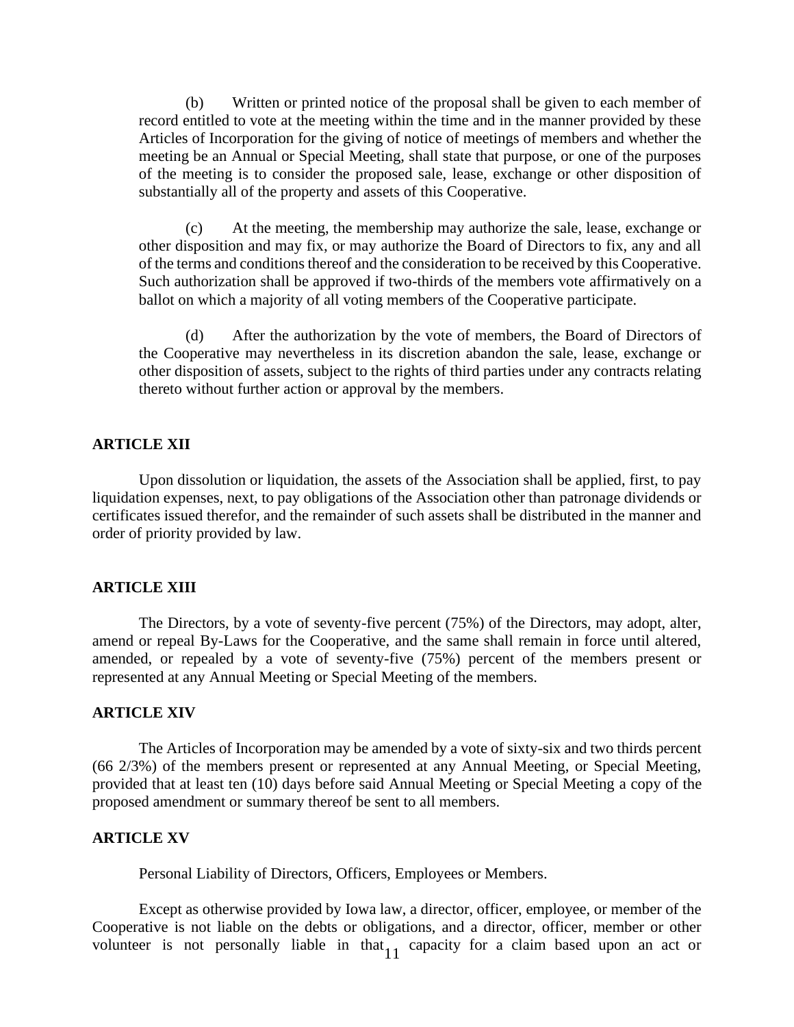(b) Written or printed notice of the proposal shall be given to each member of record entitled to vote at the meeting within the time and in the manner provided by these Articles of Incorporation for the giving of notice of meetings of members and whether the meeting be an Annual or Special Meeting, shall state that purpose, or one of the purposes of the meeting is to consider the proposed sale, lease, exchange or other disposition of substantially all of the property and assets of this Cooperative.

(c) At the meeting, the membership may authorize the sale, lease, exchange or other disposition and may fix, or may authorize the Board of Directors to fix, any and all of the terms and conditions thereof and the consideration to be received by this Cooperative. Such authorization shall be approved if two-thirds of the members vote affirmatively on a ballot on which a majority of all voting members of the Cooperative participate.

(d) After the authorization by the vote of members, the Board of Directors of the Cooperative may nevertheless in its discretion abandon the sale, lease, exchange or other disposition of assets, subject to the rights of third parties under any contracts relating thereto without further action or approval by the members.

**ARTICLE XII**

Upon dissolution or liquidation, the assets of the Association shall be applied, first, to pay liquidation expenses, next, to pay obligations of the Association other than patronage dividends or certificates issued therefor, and the remainder of such assets shall be distributed in the manner and order of priority provided by law.

**ARTICLE XIII**

The Directors, by a vote of seventy-five percent (75%) of the Directors, may adopt, alter, amend or repeal By-Laws for the Cooperative, and the same shall remain in force until altered, amended, or repealed by a vote of seventy-five (75%) percent of the members present or represented at any Annual Meeting or Special Meeting of the members.

**ARTICLE XIV**

The Articles of Incorporation may be amended by a vote of sixty-six and two thirds percent (66 2/3%) of the members present or represented at any Annual Meeting, or Special Meeting, provided that at least ten (10) days before said Annual Meeting or Special Meeting a copy of the proposed amendment or summary thereof be sent to all members.

**ARTICLE XV**

Personal Liability of Directors, Officers, Employees or Members.

Except as otherwise provided by Iowa law, a director, officer, employee, or member of the Cooperative is not liable on the debts or obligations, and a director, officer, member or other volunteer is not personally liable in that capacity for a claim based upon an act or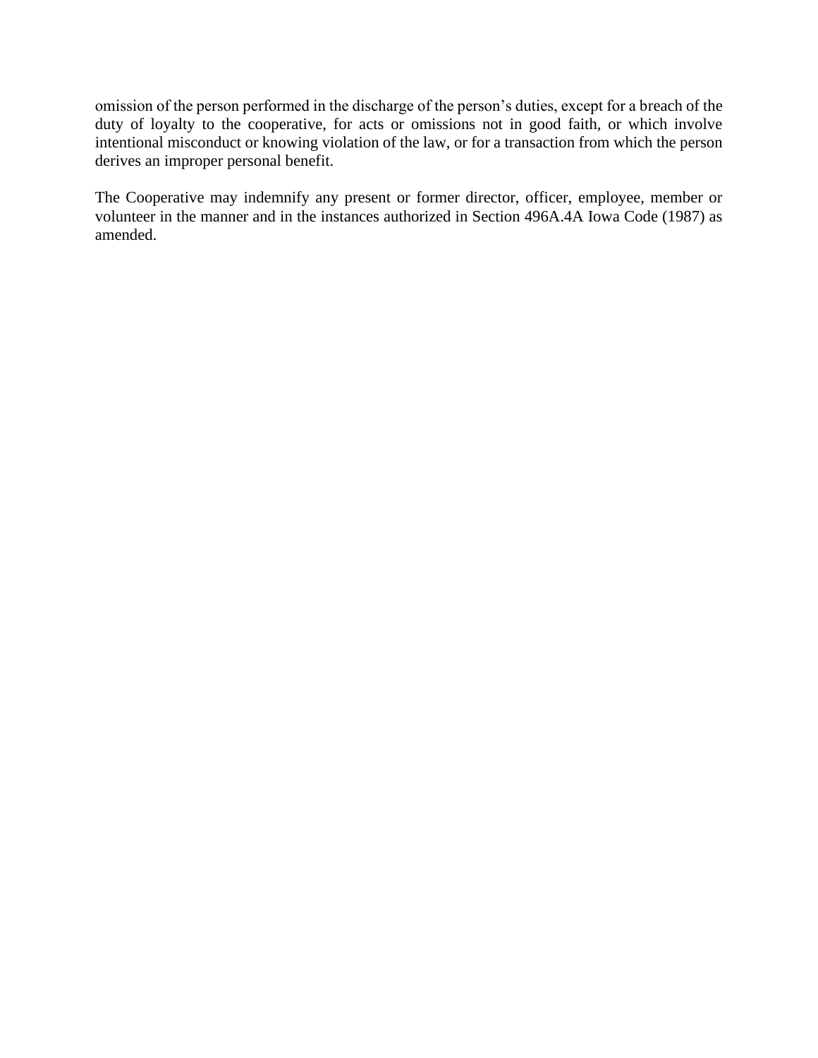omission of the person performed in the discharge of the person's duties, except for a breach of the duty of loyalty to the cooperative, for acts or omissions not in good faith, or which involve intentional misconduct or knowing violation of the law, or for a transaction from which the person derives an improper personal benefit.

The Cooperative may indemnify any present or former director, officer, employee, member or volunteer in the manner and in the instances authorized in Section 496A.4A Iowa Code (1987) as amended.